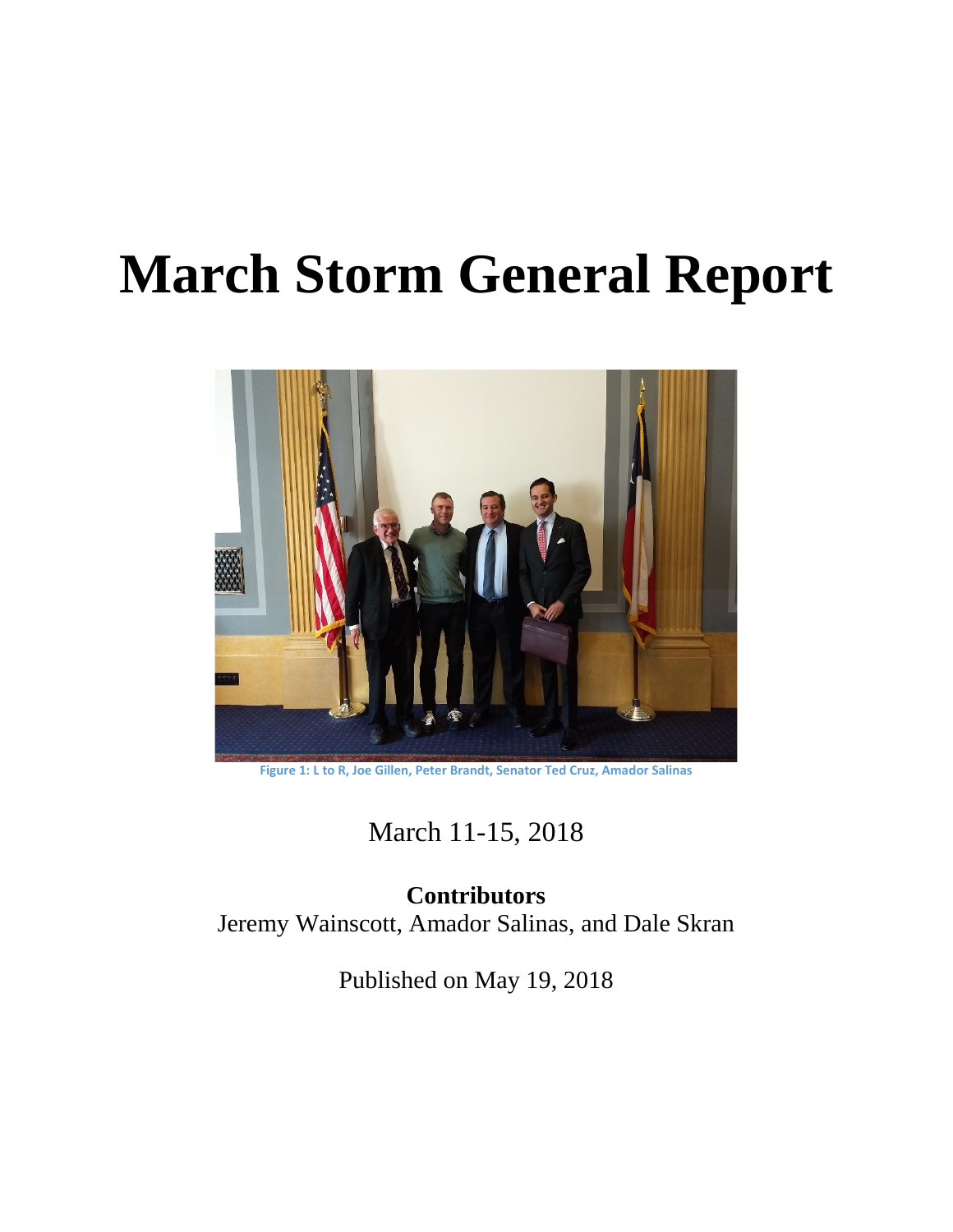# March Storm General Report

Figure 1: L to R, Joe Gillen, Peter Brandt, Senator Ted Cruz, Amador Salinas

March 11-15, 2018

**Contributors**

Jeremy Wainscott, Amador Salinas, and Dale Skran

Published on May 19, 2018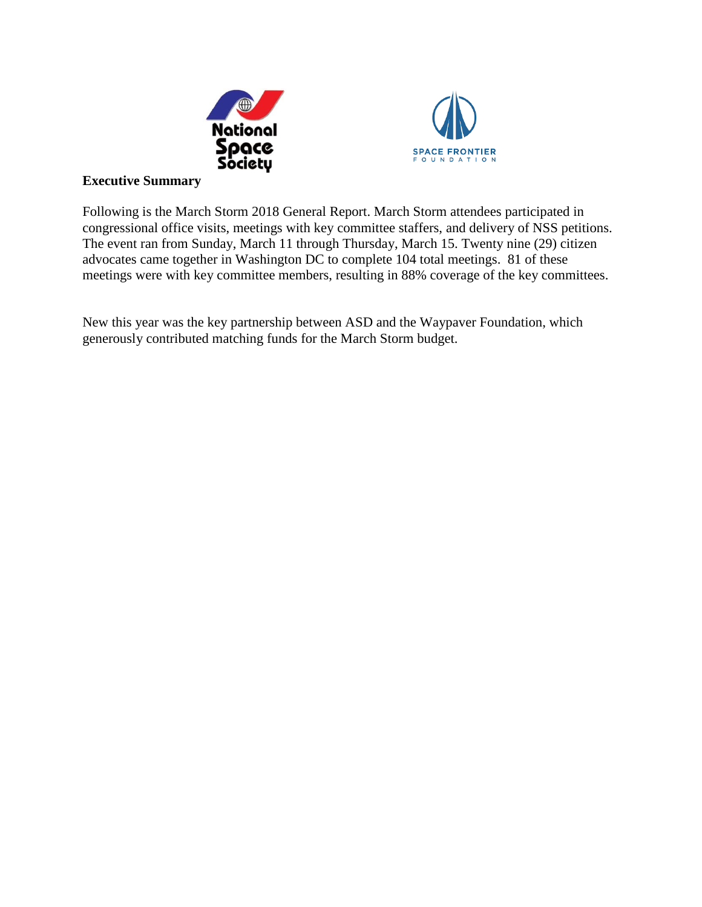**Executive Summary**

Following is the March Storm 2018 General Report. March Storm attendees participated in congressional office visits, meetings with key committee staffers, and delivery of NSS petitions. The event ran from Sunday, March 11 through Thursday, March 15. Twenty nine (29) citizen advocates came together in Washington DC to complete 104 total meetings. 81 of these meetings were with key committee members, resulting in 88% coverage of the key committees.

New this year was the key partnership between ASD and the Waypaver Foundation, which generously contributed matching funds for the March Storm budget.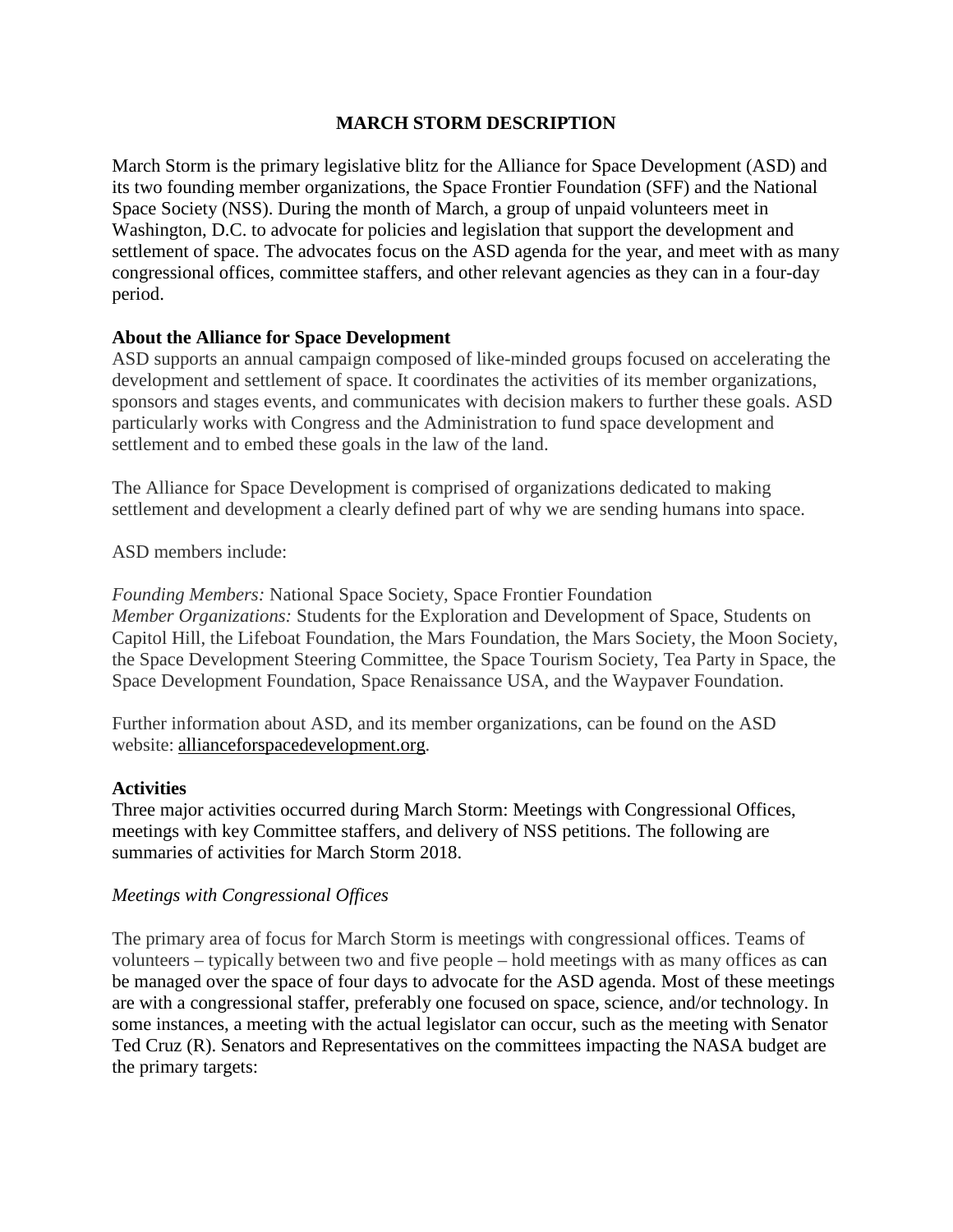## MARCH STORM DESCRIPTION

March Storm is the primary legislative blitz for the Alliance for Space Development (ASD) and its two founding member organizations, the Space Frontier Foundation (SFF) and the National Space Society (NSS). During the month of March, a group of unpaid volunteers meet in Washington, D.C. to advocate for policies and legislation that support the development and settlement of space. The advocates focus on the ASD agenda for the year, and meet with as many congressional offices, committee staffers, and other relevant agencies as they can in a four-day period.

### About the Alliance for Space Development

ASD supports an annual campaign composed of like-minded groups focused on accelerating the development and settlement of space. It coordinates the activities of its member organizations, sponsors and stages events, and communicates with decision makers to further these goals. ASD particularly works with Congress and the Administration to fund space development and settlement and to embed these goals in the law of the land.

The Alliance for Space Development is comprised of organizations dedicated to making settlement and development a clearly defined part of why we are sending humans into space.

ASD members include:

*Founding Members:* National Space Society, Space Frontier Foundation
*Member Organizations:* Students for the Exploration and Development of Space, Students on Capitol Hill, the Lifeboat Foundation, the Mars Foundation, the Mars Society, the Moon Society, the Space Development Steering Committee, the Space Tourism Society, Tea Party in Space, the Space Development Foundation, Space Renaissance USA, and the Waypaver Foundation.

Further information about ASD, and its member organizations, can be found on the ASD website: allianceforspacedevelopment.org.

### Activities

Three major activities occurred during March Storm: Meetings with Congressional Offices, meetings with key Committee staffers, and delivery of NSS petitions. The following are summaries of activities for March Storm 2018.

*Meetings with Congressional Offices*

The primary area of focus for March Storm is meetings with congressional offices. Teams of volunteers – typically between two and five people – hold meetings with as many offices as can be managed over the space of four days to advocate for the ASD agenda. Most of these meetings are with a congressional staffer, preferably one focused on space, science, and/or technology. In some instances, a meeting with the actual legislator can occur, such as the meeting with Senator Ted Cruz (R). Senators and Representatives on the committees impacting the NASA budget are the primary targets: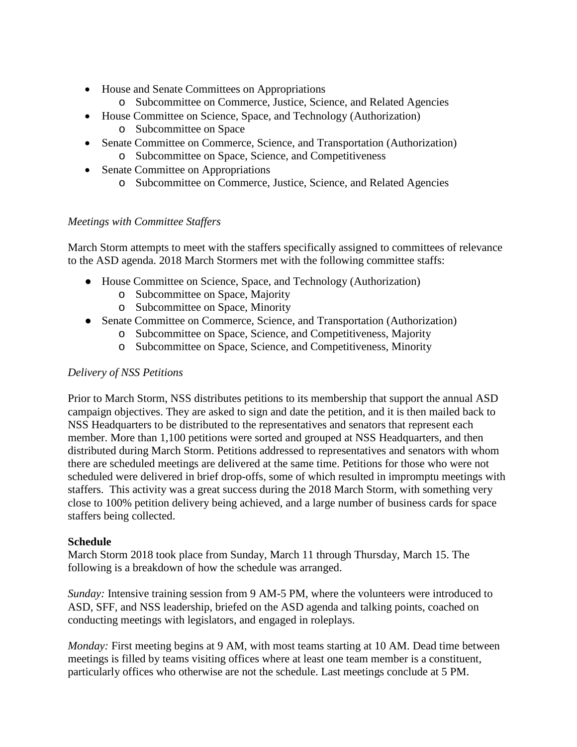- House and Senate Committees on Appropriations
    - Subcommittee on Commerce, Justice, Science, and Related Agencies
- House Committee on Science, Space, and Technology (Authorization)
    - Subcommittee on Space
- Senate Committee on Commerce, Science, and Transportation (Authorization)
    - Subcommittee on Space, Science, and Competitiveness
- Senate Committee on Appropriations
    - Subcommittee on Commerce, Justice, Science, and Related Agencies

*Meetings with Committee Staffers*

March Storm attempts to meet with the staffers specifically assigned to committees of relevance to the ASD agenda. 2018 March Stormers met with the following committee staffs:

- House Committee on Science, Space, and Technology (Authorization)
    - Subcommittee on Space, Majority
    - Subcommittee on Space, Minority
- Senate Committee on Commerce, Science, and Transportation (Authorization)
    - Subcommittee on Space, Science, and Competitiveness, Majority
    - Subcommittee on Space, Science, and Competitiveness, Minority

*Delivery of NSS Petitions*

Prior to March Storm, NSS distributes petitions to its membership that support the annual ASD campaign objectives. They are asked to sign and date the petition, and it is then mailed back to NSS Headquarters to be distributed to the representatives and senators that represent each member. More than 1,100 petitions were sorted and grouped at NSS Headquarters, and then distributed during March Storm. Petitions addressed to representatives and senators with whom there are scheduled meetings are delivered at the same time. Petitions for those who were not scheduled were delivered in brief drop-offs, some of which resulted in impromptu meetings with staffers. This activity was a great success during the 2018 March Storm, with something very close to 100% petition delivery being achieved, and a large number of business cards for space staffers being collected.

**Schedule**

March Storm 2018 took place from Sunday, March 11 through Thursday, March 15. The following is a breakdown of how the schedule was arranged.

*Sunday:* Intensive training session from 9 AM-5 PM, where the volunteers were introduced to ASD, SFF, and NSS leadership, briefed on the ASD agenda and talking points, coached on conducting meetings with legislators, and engaged in roleplays.

*Monday:* First meeting begins at 9 AM, with most teams starting at 10 AM. Dead time between meetings is filled by teams visiting offices where at least one team member is a constituent, particularly offices who otherwise are not the schedule. Last meetings conclude at 5 PM.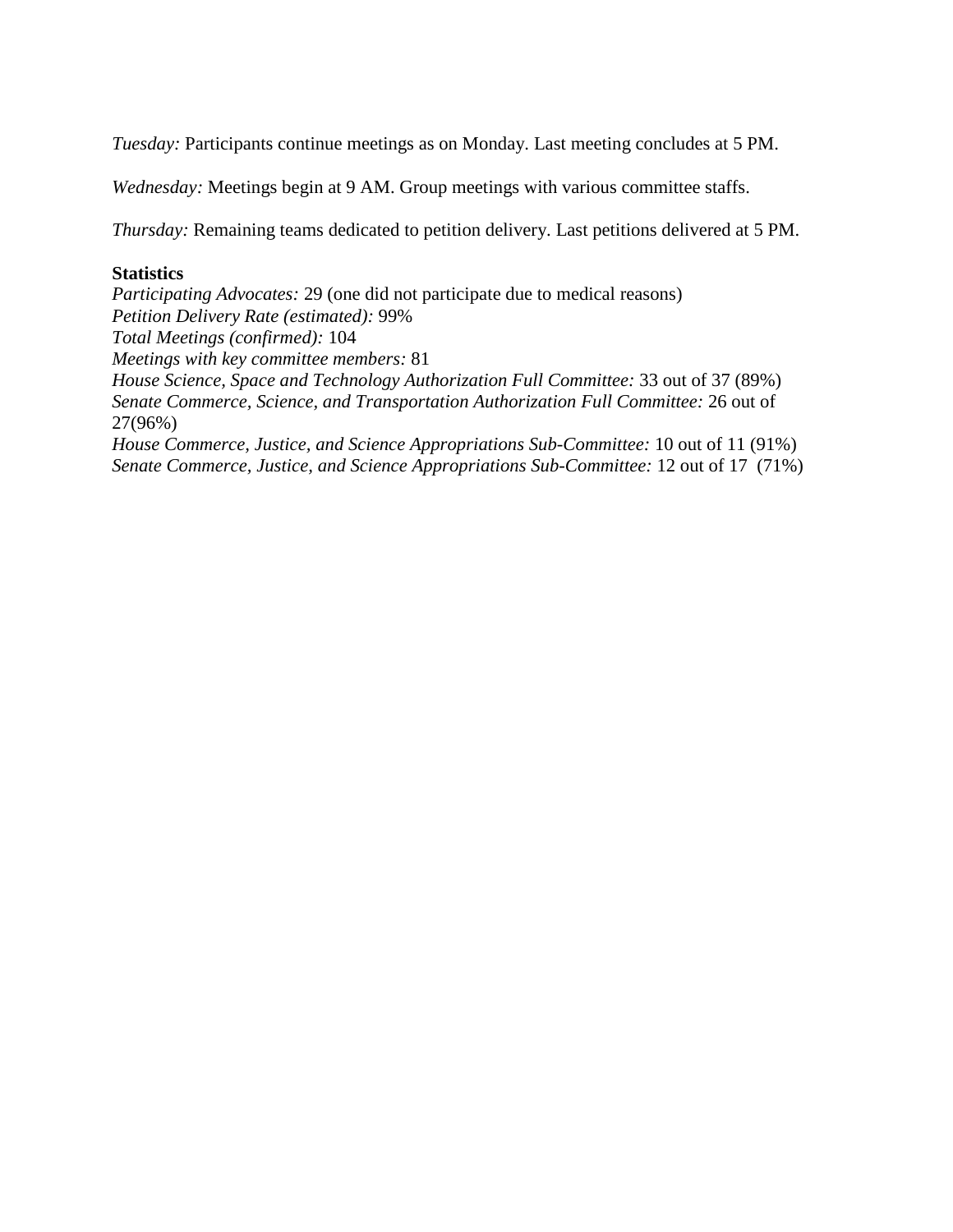*Tuesday:* Participants continue meetings as on Monday. Last meeting concludes at 5 PM.

*Wednesday:* Meetings begin at 9 AM. Group meetings with various committee staffs.

*Thursday:* Remaining teams dedicated to petition delivery. Last petitions delivered at 5 PM.

**Statistics**

*Participating Advocates:* 29 (one did not participate due to medical reasons)
*Petition Delivery Rate (estimated):* 99%
*Total Meetings (confirmed):* 104
*Meetings with key committee members:* 81
*House Science, Space and Technology Authorization Full Committee:* 33 out of 37 (89%)
*Senate Commerce, Science, and Transportation Authorization Full Committee:* 26 out of 27(96%)
*House Commerce, Justice, and Science Appropriations Sub-Committee:* 10 out of 11 (91%)
*Senate Commerce, Justice, and Science Appropriations Sub-Committee:* 12 out of 17 (71%)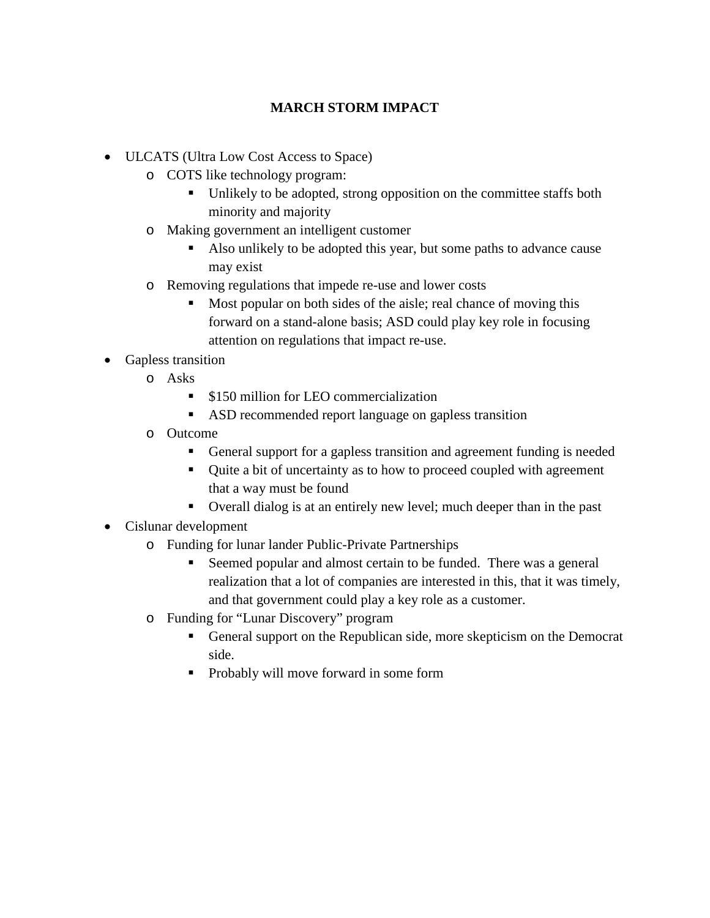# MARCH STORM IMPACT

- ULCATS (Ultra Low Cost Access to Space)
  - COTS like technology program:
    - Unlikely to be adopted, strong opposition on the committee staffs both minority and majority
  - Making government an intelligent customer
    - Also unlikely to be adopted this year, but some paths to advance cause may exist
  - Removing regulations that impede re-use and lower costs
    - Most popular on both sides of the aisle; real chance of moving this forward on a stand-alone basis; ASD could play key role in focusing attention on regulations that impact re-use.
- Gapless transition
  - Asks
    - $150 million for LEO commercialization
    - ASD recommended report language on gapless transition
  - Outcome
    - General support for a gapless transition and agreement funding is needed
    - Quite a bit of uncertainty as to how to proceed coupled with agreement that a way must be found
    - Overall dialog is at an entirely new level; much deeper than in the past
- Cislunar development
  - Funding for lunar lander Public-Private Partnerships
    - Seemed popular and almost certain to be funded. There was a general realization that a lot of companies are interested in this, that it was timely, and that government could play a key role as a customer.
  - Funding for "Lunar Discovery" program
    - General support on the Republican side, more skepticism on the Democrat side.
    - Probably will move forward in some form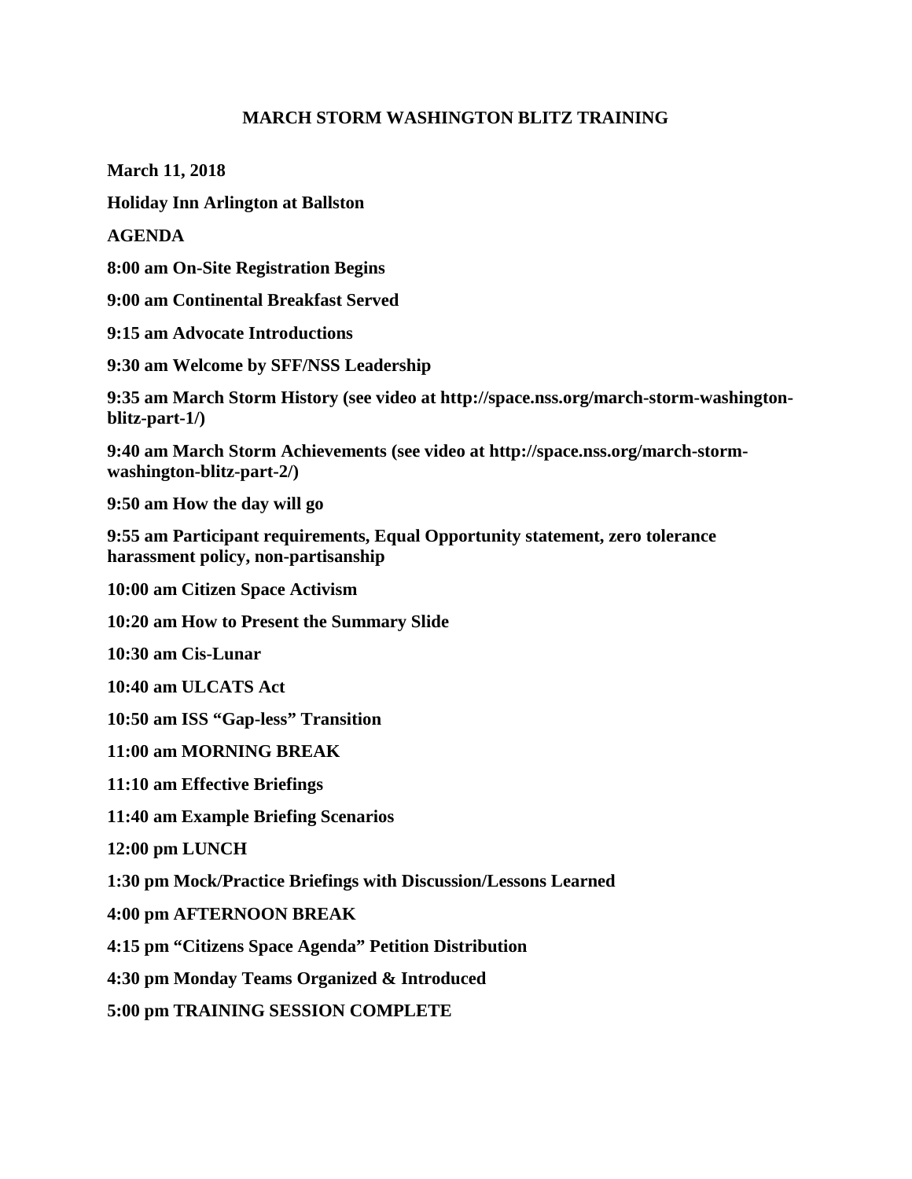# MARCH STORM WASHINGTON BLITZ TRAINING

**March 11, 2018**

**Holiday Inn Arlington at Ballston**

**AGENDA**

**8:00 am On-Site Registration Begins**

**9:00 am Continental Breakfast Served**

**9:15 am Advocate Introductions**

**9:30 am Welcome by SFF/NSS Leadership**

**9:35 am March Storm History (see video at http://space.nss.org/march-storm-washington-blitz-part-1/)**

**9:40 am March Storm Achievements (see video at http://space.nss.org/march-storm-washington-blitz-part-2/)**

**9:50 am How the day will go**

**9:55 am Participant requirements, Equal Opportunity statement, zero tolerance harassment policy, non-partisanship**

**10:00 am Citizen Space Activism**

**10:20 am How to Present the Summary Slide**

**10:30 am Cis-Lunar**

**10:40 am ULCATS Act**

**10:50 am ISS "Gap-less" Transition**

**11:00 am MORNING BREAK**

**11:10 am Effective Briefings**

**11:40 am Example Briefing Scenarios**

**12:00 pm LUNCH**

**1:30 pm Mock/Practice Briefings with Discussion/Lessons Learned**

**4:00 pm AFTERNOON BREAK**

**4:15 pm "Citizens Space Agenda" Petition Distribution**

**4:30 pm Monday Teams Organized & Introduced**

**5:00 pm TRAINING SESSION COMPLETE**